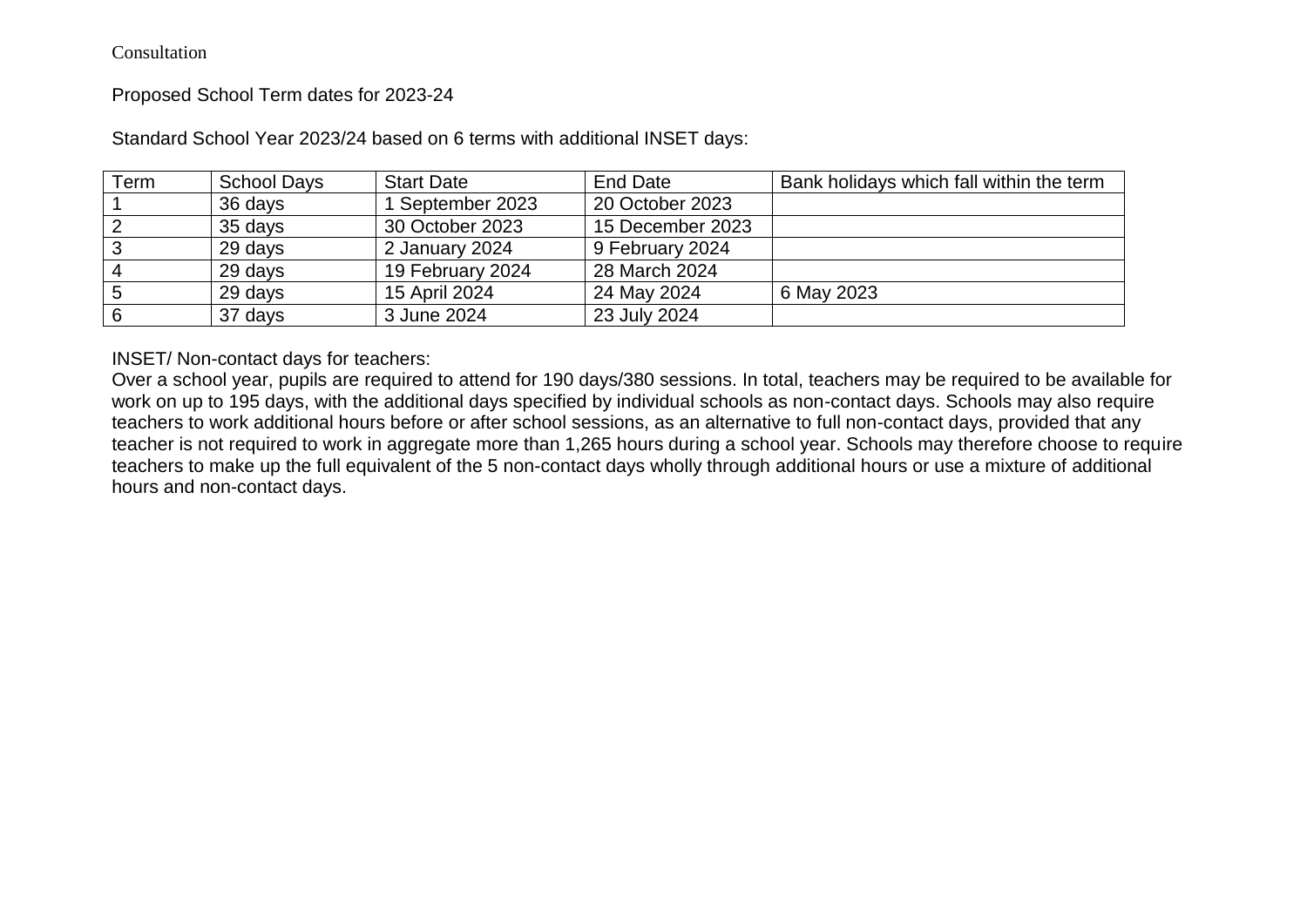Consultation

Proposed School Term dates for 2023-24

Standard School Year 2023/24 based on 6 terms with additional INSET days:

| Term | School Days | Start Date | End Date | Bank holidays which fall within the term |
|---|---|---|---|---|
| 1 | 36 days | 1 September 2023 | 20 October 2023 | |
| 2 | 35 days | 30 October 2023 | 15 December 2023 | |
| 3 | 29 days | 2 January 2024 | 9 February 2024 | |
| 4 | 29 days | 19 February 2024 | 28 March 2024 | |
| 5 | 29 days | 15 April 2024 | 24 May 2024 | 6 May 2023 |
| 6 | 37 days | 3 June 2024 | 23 July 2024 | |

INSET/ Non-contact days for teachers:
Over a school year, pupils are required to attend for 190 days/380 sessions. In total, teachers may be required to be available for work on up to 195 days, with the additional days specified by individual schools as non-contact days. Schools may also require teachers to work additional hours before or after school sessions, as an alternative to full non-contact days, provided that any teacher is not required to work in aggregate more than 1,265 hours during a school year. Schools may therefore choose to require teachers to make up the full equivalent of the 5 non-contact days wholly through additional hours or use a mixture of additional hours and non-contact days.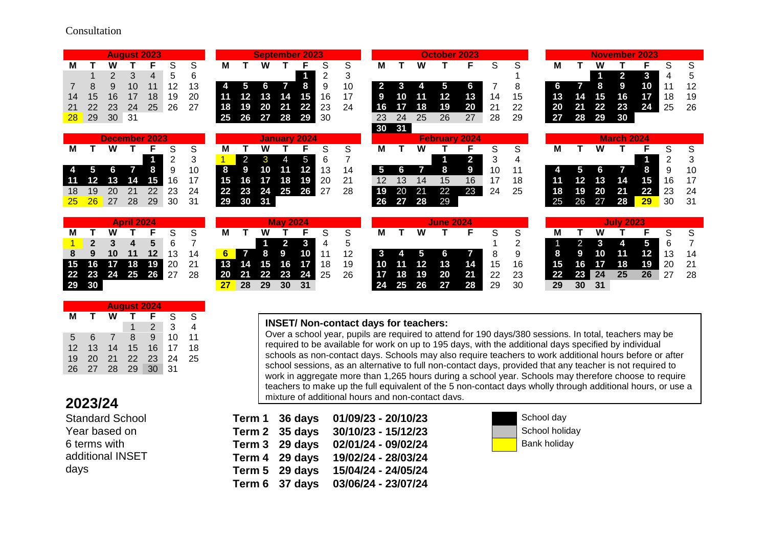Consultation

**August 2023**

| M | T | W | T | F | S | S |
|---|---|---|---|---|---|---|
| | 1 | 2 | 3 | 4 | 5 | 6 |
| 7 | 8 | 9 | 10 | 11 | 12 | 13 |
| 14 | 15 | 16 | 17 | 18 | 19 | 20 |
| 21 | 22 | 23 | 24 | 25 | 26 | 27 |
| 28 | 29 | 30 | 31 | | | |

**September 2023**

| M | T | W | T | F | S | S |
|---|---|---|---|---|---|---|
| | | | | 1 | 2 | 3 |
| 4 | 5 | 6 | 7 | 8 | 9 | 10 |
| 11 | 12 | 13 | 14 | 15 | 16 | 17 |
| 18 | 19 | 20 | 21 | 22 | 23 | 24 |
| 25 | 26 | 27 | 28 | 29 | 30 | |

**October 2023**

| M | T | W | T | F | S | S |
|---|---|---|---|---|---|---|
| | | | | | | 1 |
| 2 | 3 | 4 | 5 | 6 | 7 | 8 |
| 9 | 10 | 11 | 12 | 13 | 14 | 15 |
| 16 | 17 | 18 | 19 | 20 | 21 | 22 |
| 23 | 24 | 25 | 26 | 27 | 28 | 29 |
| 30 | 31 | | | | | |

**November 2023**

| M | T | W | T | F | S | S |
|---|---|---|---|---|---|---|
| | | 1 | 2 | 3 | 4 | 5 |
| 6 | 7 | 8 | 9 | 10 | 11 | 12 |
| 13 | 14 | 15 | 16 | 17 | 18 | 19 |
| 20 | 21 | 22 | 23 | 24 | 25 | 26 |
| 27 | 28 | 29 | 30 | | | |

**December 2023**

| M | T | W | T | F | S | S |
|---|---|---|---|---|---|---|
| | | | | 1 | 2 | 3 |
| 4 | 5 | 6 | 7 | 8 | 9 | 10 |
| 11 | 12 | 13 | 14 | 15 | 16 | 17 |
| 18 | 19 | 20 | 21 | 22 | 23 | 24 |
| 25 | 26 | 27 | 28 | 29 | 30 | 31 |

**January 2024**

| M | T | W | T | F | S | S |
|---|---|---|---|---|---|---|
| 1 | 2 | 3 | 4 | 5 | 6 | 7 |
| 8 | 9 | 10 | 11 | 12 | 13 | 14 |
| 15 | 16 | 17 | 18 | 19 | 20 | 21 |
| 22 | 23 | 24 | 25 | 26 | 27 | 28 |
| 29 | 30 | 31 | | | | |

**February 2024**

| M | T | W | T | F | S | S |
|---|---|---|---|---|---|---|
| | | | 1 | 2 | 3 | 4 |
| 5 | 6 | 7 | 8 | 9 | 10 | 11 |
| 12 | 13 | 14 | 15 | 16 | 17 | 18 |
| 19 | 20 | 21 | 22 | 23 | 24 | 25 |
| 26 | 27 | 28 | 29 | | | |

**March 2024**

| M | T | W | T | F | S | S |
|---|---|---|---|---|---|---|
| | | | | 1 | 2 | 3 |
| 4 | 5 | 6 | 7 | 8 | 9 | 10 |
| 11 | 12 | 13 | 14 | 15 | 16 | 17 |
| 18 | 19 | 20 | 21 | 22 | 23 | 24 |
| 25 | 26 | 27 | 28 | 29 | 30 | 31 |

**April 2024**

| M | T | W | T | F | S | S |
|---|---|---|---|---|---|---|
| 1 | 2 | 3 | 4 | 5 | 6 | 7 |
| 8 | 9 | 10 | 11 | 12 | 13 | 14 |
| 15 | 16 | 17 | 18 | 19 | 20 | 21 |
| 22 | 23 | 24 | 25 | 26 | 27 | 28 |
| 29 | 30 | | | | | |

**May 2024**

| M | T | W | T | F | S | S |
|---|---|---|---|---|---|---|
| | | 1 | 2 | 3 | 4 | 5 |
| 6 | 7 | 8 | 9 | 10 | 11 | 12 |
| 13 | 14 | 15 | 16 | 17 | 18 | 19 |
| 20 | 21 | 22 | 23 | 24 | 25 | 26 |
| 27 | 28 | 29 | 30 | 31 | | |

**June 2024**

| M | T | W | T | F | S | S |
|---|---|---|---|---|---|---|
| | | | | | 1 | 2 |
| 3 | 4 | 5 | 6 | 7 | 8 | 9 |
| 10 | 11 | 12 | 13 | 14 | 15 | 16 |
| 17 | 18 | 19 | 20 | 21 | 22 | 23 |
| 24 | 25 | 26 | 27 | 28 | 29 | 30 |

**July 2023**

| M | T | W | T | F | S | S |
|---|---|---|---|---|---|---|
| 1 | 2 | 3 | 4 | 5 | 6 | 7 |
| 8 | 9 | 10 | 11 | 12 | 13 | 14 |
| 15 | 16 | 17 | 18 | 19 | 20 | 21 |
| 22 | 23 | 24 | 25 | 26 | 27 | 28 |
| 29 | 30 | 31 | | | | |

**August 2024**

| M | T | W | T | F | S | S |
|---|---|---|---|---|---|---|
| | | | 1 | 2 | 3 | 4 |
| 5 | 6 | 7 | 8 | 9 | 10 | 11 |
| 12 | 13 | 14 | 15 | 16 | 17 | 18 |
| 19 | 20 | 21 | 22 | 23 | 24 | 25 |
| 26 | 27 | 28 | 29 | 30 | 31 | |

**INSET/ Non-contact days for teachers:**
Over a school year, pupils are required to attend for 190 days/380 sessions. In total, teachers may be required to be available for work on up to 195 days, with the additional days specified by individual schools as non-contact days. Schools may also require teachers to work additional hours before or after school sessions, as an alternative to full non-contact days, provided that any teacher is not required to work in aggregate more than 1,265 hours during a school year. Schools may therefore choose to require teachers to make up the full equivalent of the 5 non-contact days wholly through additional hours, or use a mixture of additional hours and non-contact days.

## 2023/24

Standard School Year based on 6 terms with additional INSET days

| | | |
|---|---|---|
| **Term 1** | **36 days** | **01/09/23 - 20/10/23** |
| **Term 2** | **35 days** | **30/10/23 - 15/12/23** |
| **Term 3** | **29 days** | **02/01/24 - 09/02/24** |
| **Term 4** | **29 days** | **19/02/24 - 28/03/24** |
| **Term 5** | **29 days** | **15/04/24 - 24/05/24** |
| **Term 6** | **37 days** | **03/06/24 - 23/07/24** |

Key:
- School day
- School holiday
- Bank holiday